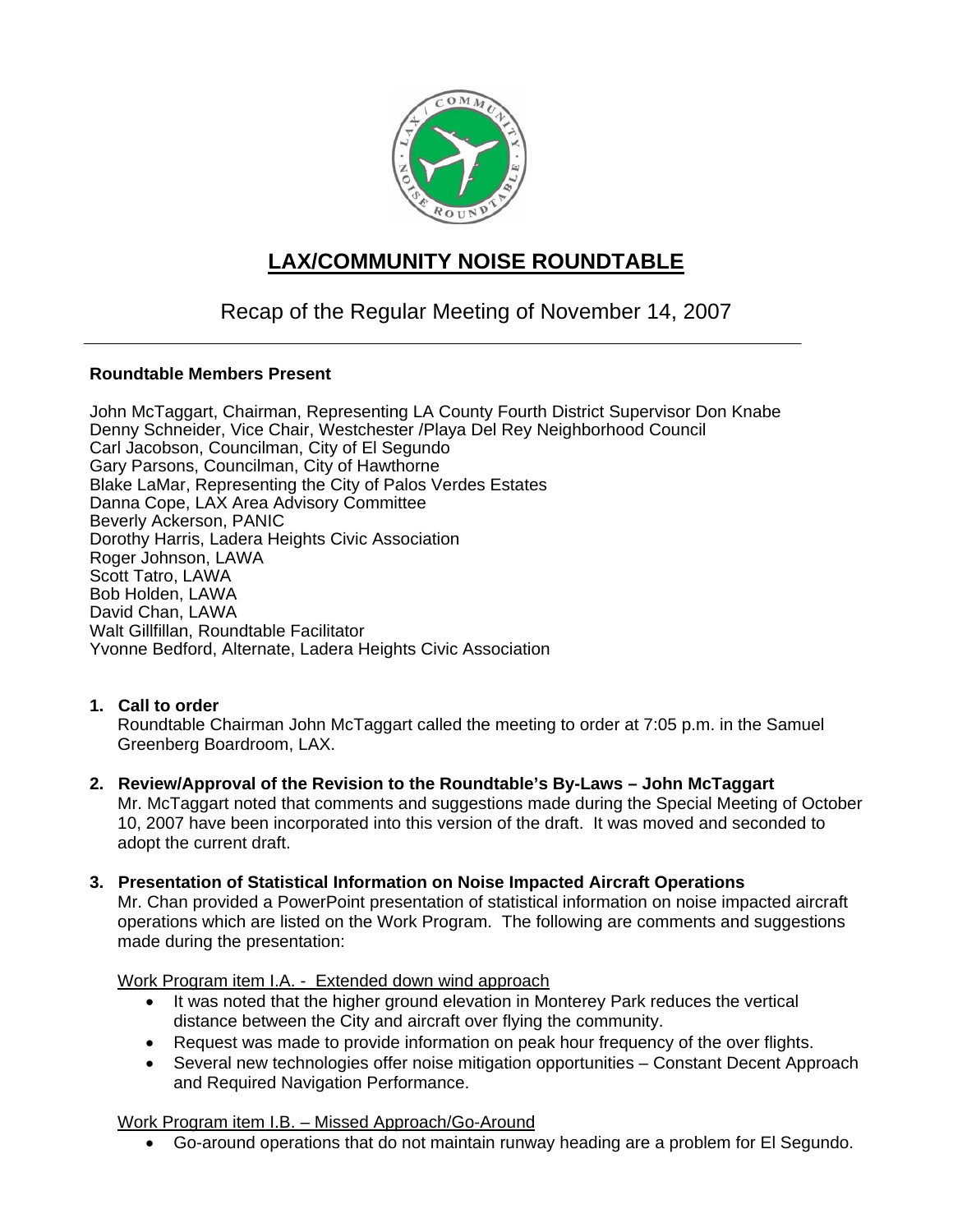# LAX/COMMUNITY NOISE ROUNDTABLE

## Recap of the Regular Meeting of November 14, 2007

---

**Roundtable Members Present**

John McTaggart, Chairman, Representing LA County Fourth District Supervisor Don Knabe
Denny Schneider, Vice Chair, Westchester /Playa Del Rey Neighborhood Council
Carl Jacobson, Councilman, City of El Segundo
Gary Parsons, Councilman, City of Hawthorne
Blake LaMar, Representing the City of Palos Verdes Estates
Danna Cope, LAX Area Advisory Committee
Beverly Ackerson, PANIC
Dorothy Harris, Ladera Heights Civic Association
Roger Johnson, LAWA
Scott Tatro, LAWA
Bob Holden, LAWA
David Chan, LAWA
Walt Gillfillan, Roundtable Facilitator
Yvonne Bedford, Alternate, Ladera Heights Civic Association

1. **Call to order**
   Roundtable Chairman John McTaggart called the meeting to order at 7:05 p.m. in the Samuel Greenberg Boardroom, LAX.

2. **Review/Approval of the Revision to the Roundtable's By-Laws – John McTaggart**
   Mr. McTaggart noted that comments and suggestions made during the Special Meeting of October 10, 2007 have been incorporated into this version of the draft. It was moved and seconded to adopt the current draft.

3. **Presentation of Statistical Information on Noise Impacted Aircraft Operations**
   Mr. Chan provided a PowerPoint presentation of statistical information on noise impacted aircraft operations which are listed on the Work Program. The following are comments and suggestions made during the presentation:

   Work Program item I.A. - Extended down wind approach

   - It was noted that the higher ground elevation in Monterey Park reduces the vertical distance between the City and aircraft over flying the community.
   - Request was made to provide information on peak hour frequency of the over flights.
   - Several new technologies offer noise mitigation opportunities – Constant Decent Approach and Required Navigation Performance.

   Work Program item I.B. – Missed Approach/Go-Around

   - Go-around operations that do not maintain runway heading are a problem for El Segundo.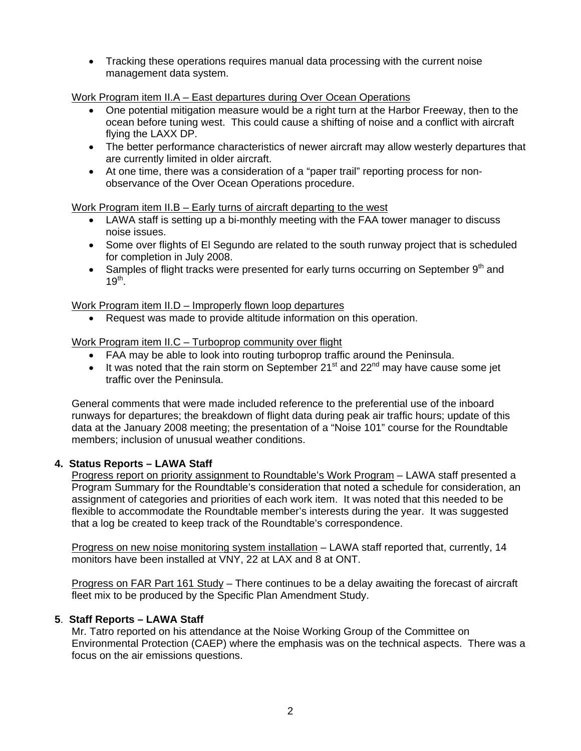- Tracking these operations requires manual data processing with the current noise management data system.

Work Program item II.A – East departures during Over Ocean Operations

- One potential mitigation measure would be a right turn at the Harbor Freeway, then to the ocean before tuning west. This could cause a shifting of noise and a conflict with aircraft flying the LAXX DP.
- The better performance characteristics of newer aircraft may allow westerly departures that are currently limited in older aircraft.
- At one time, there was a consideration of a "paper trail" reporting process for non-observance of the Over Ocean Operations procedure.

Work Program item II.B – Early turns of aircraft departing to the west

- LAWA staff is setting up a bi-monthly meeting with the FAA tower manager to discuss noise issues.
- Some over flights of El Segundo are related to the south runway project that is scheduled for completion in July 2008.
- Samples of flight tracks were presented for early turns occurring on September 9th and 19th.

Work Program item II.D – Improperly flown loop departures

- Request was made to provide altitude information on this operation.

Work Program item II.C – Turboprop community over flight

- FAA may be able to look into routing turboprop traffic around the Peninsula.
- It was noted that the rain storm on September 21st and 22nd may have cause some jet traffic over the Peninsula.

General comments that were made included reference to the preferential use of the inboard runways for departures; the breakdown of flight data during peak air traffic hours; update of this data at the January 2008 meeting; the presentation of a "Noise 101" course for the Roundtable members; inclusion of unusual weather conditions.

**4. Status Reports – LAWA Staff**

Progress report on priority assignment to Roundtable's Work Program – LAWA staff presented a Program Summary for the Roundtable's consideration that noted a schedule for consideration, an assignment of categories and priorities of each work item. It was noted that this needed to be flexible to accommodate the Roundtable member's interests during the year. It was suggested that a log be created to keep track of the Roundtable's correspondence.

Progress on new noise monitoring system installation – LAWA staff reported that, currently, 14 monitors have been installed at VNY, 22 at LAX and 8 at ONT.

Progress on FAR Part 161 Study – There continues to be a delay awaiting the forecast of aircraft fleet mix to be produced by the Specific Plan Amendment Study.

**5. Staff Reports – LAWA Staff**

Mr. Tatro reported on his attendance at the Noise Working Group of the Committee on Environmental Protection (CAEP) where the emphasis was on the technical aspects. There was a focus on the air emissions questions.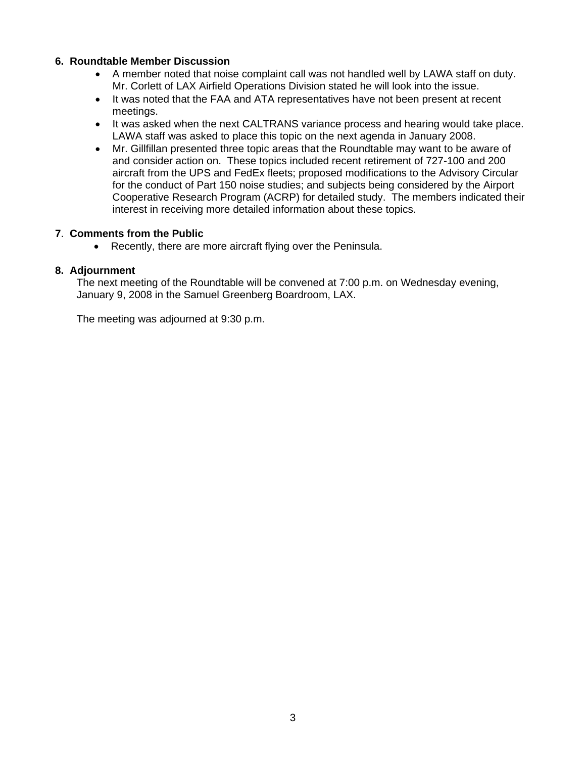**6. Roundtable Member Discussion**

- A member noted that noise complaint call was not handled well by LAWA staff on duty. Mr. Corlett of LAX Airfield Operations Division stated he will look into the issue.
- It was noted that the FAA and ATA representatives have not been present at recent meetings.
- It was asked when the next CALTRANS variance process and hearing would take place. LAWA staff was asked to place this topic on the next agenda in January 2008.
- Mr. Gillfillan presented three topic areas that the Roundtable may want to be aware of and consider action on. These topics included recent retirement of 727-100 and 200 aircraft from the UPS and FedEx fleets; proposed modifications to the Advisory Circular for the conduct of Part 150 noise studies; and subjects being considered by the Airport Cooperative Research Program (ACRP) for detailed study. The members indicated their interest in receiving more detailed information about these topics.

**7. Comments from the Public**

- Recently, there are more aircraft flying over the Peninsula.

**8. Adjournment**

The next meeting of the Roundtable will be convened at 7:00 p.m. on Wednesday evening, January 9, 2008 in the Samuel Greenberg Boardroom, LAX.

The meeting was adjourned at 9:30 p.m.